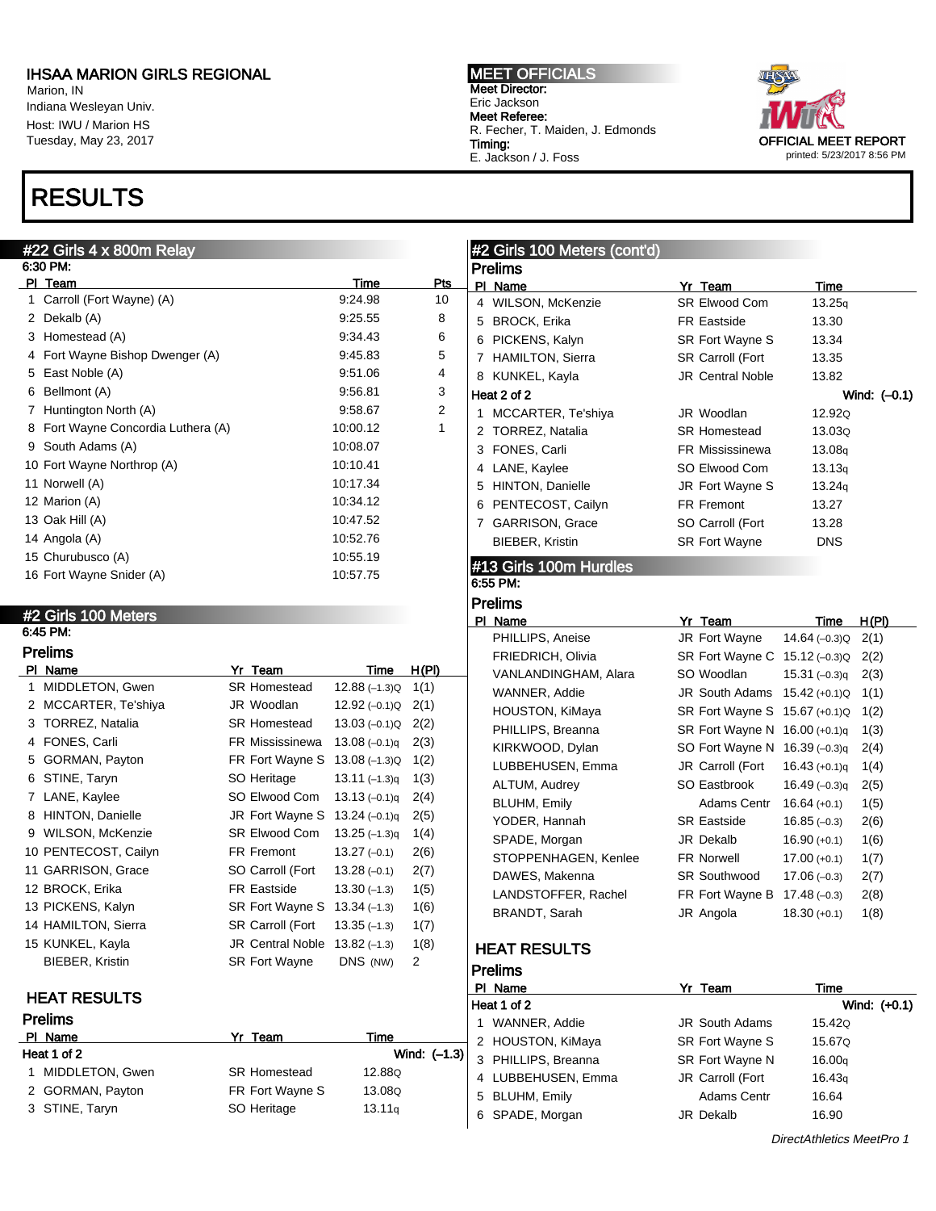**IHSAA MARION GIRLS REGIONAL**
Marion, IN
Indiana Wesleyan Univ.
Host: IWU / Marion HS
Tuesday, May 23, 2017

**MEET OFFICIALS**
**Meet Director:**
Eric Jackson
**Meet Referee:**
R. Fecher, T. Maiden, J. Edmonds
**Timing:**
E. Jackson / J. Foss

OFFICIAL MEET REPORT
printed: 5/23/2017 8:56 PM

# RESULTS

## #22 Girls 4 x 800m Relay

6:30 PM:

| Pl | Team | Time | Pts |
|---|---|---|---|
| 1 | Carroll (Fort Wayne) (A) | 9:24.98 | 10 |
| 2 | Dekalb (A) | 9:25.55 | 8 |
| 3 | Homestead (A) | 9:34.43 | 6 |
| 4 | Fort Wayne Bishop Dwenger (A) | 9:45.83 | 5 |
| 5 | East Noble (A) | 9:51.06 | 4 |
| 6 | Bellmont (A) | 9:56.81 | 3 |
| 7 | Huntington North (A) | 9:58.67 | 2 |
| 8 | Fort Wayne Concordia Luthera (A) | 10:00.12 | 1 |
| 9 | South Adams (A) | 10:08.07 | |
| 10 | Fort Wayne Northrop (A) | 10:10.41 | |
| 11 | Norwell (A) | 10:17.34 | |
| 12 | Marion (A) | 10:34.12 | |
| 13 | Oak Hill (A) | 10:47.52 | |
| 14 | Angola (A) | 10:52.76 | |
| 15 | Churubusco (A) | 10:55.19 | |
| 16 | Fort Wayne Snider (A) | 10:57.75 | |

## #2 Girls 100 Meters

6:45 PM:

### Prelims

| Pl | Name | Yr | Team | Time | H(Pl) |
|---|---|---|---|---|---|
| 1 | MIDDLETON, Gwen | SR | Homestead | 12.88 (–1.3)Q | 1(1) |
| 2 | MCCARTER, Te'shiya | JR | Woodlan | 12.92 (–0.1)Q | 2(1) |
| 3 | TORREZ, Natalia | SR | Homestead | 13.03 (–0.1)Q | 2(2) |
| 4 | FONES, Carli | FR | Mississinewa | 13.08 (–0.1)q | 2(3) |
| 5 | GORMAN, Payton | FR | Fort Wayne S | 13.08 (–1.3)Q | 1(2) |
| 6 | STINE, Taryn | SO | Heritage | 13.11 (–1.3)q | 1(3) |
| 7 | LANE, Kaylee | SO | Elwood Com | 13.13 (–0.1)q | 2(4) |
| 8 | HINTON, Danielle | JR | Fort Wayne S | 13.24 (–0.1)q | 2(5) |
| 9 | WILSON, McKenzie | SR | Elwood Com | 13.25 (–1.3)q | 1(4) |
| 10 | PENTECOST, Cailyn | FR | Fremont | 13.27 (–0.1) | 2(6) |
| 11 | GARRISON, Grace | SO | Carroll (Fort | 13.28 (–0.1) | 2(7) |
| 12 | BROCK, Erika | FR | Eastside | 13.30 (–1.3) | 1(5) |
| 13 | PICKENS, Kalyn | SR | Fort Wayne S | 13.34 (–1.3) | 1(6) |
| 14 | HAMILTON, Sierra | SR | Carroll (Fort | 13.35 (–1.3) | 1(7) |
| 15 | KUNKEL, Kayla | JR | Central Noble | 13.82 (–1.3) | 1(8) |
| | BIEBER, Kristin | SR | Fort Wayne | DNS (NW) | 2 |

### HEAT RESULTS

#### Prelims

| Pl | Name | Yr | Team | Time |
|---|---|---|---|---|
| **Heat 1 of 2** | | | | **Wind: (–1.3)** |
| 1 | MIDDLETON, Gwen | SR | Homestead | 12.88Q |
| 2 | GORMAN, Payton | FR | Fort Wayne S | 13.08Q |
| 3 | STINE, Taryn | SO | Heritage | 13.11q |
| 4 | WILSON, McKenzie | SR | Elwood Com | 13.25q |
| 5 | BROCK, Erika | FR | Eastside | 13.30 |
| 6 | PICKENS, Kalyn | SR | Fort Wayne S | 13.34 |
| 7 | HAMILTON, Sierra | SR | Carroll (Fort | 13.35 |
| 8 | KUNKEL, Kayla | JR | Central Noble | 13.82 |
| **Heat 2 of 2** | | | | **Wind: (–0.1)** |
| 1 | MCCARTER, Te'shiya | JR | Woodlan | 12.92Q |
| 2 | TORREZ, Natalia | SR | Homestead | 13.03Q |
| 3 | FONES, Carli | FR | Mississinewa | 13.08q |
| 4 | LANE, Kaylee | SO | Elwood Com | 13.13q |
| 5 | HINTON, Danielle | JR | Fort Wayne S | 13.24q |
| 6 | PENTECOST, Cailyn | FR | Fremont | 13.27 |
| 7 | GARRISON, Grace | SO | Carroll (Fort | 13.28 |
| | BIEBER, Kristin | SR | Fort Wayne | DNS |

## #13 Girls 100m Hurdles

6:55 PM:

### Prelims

| Pl | Name | Yr | Team | Time | H(Pl) |
|---|---|---|---|---|---|
| | PHILLIPS, Aneise | JR | Fort Wayne | 14.64 (–0.3)Q | 2(1) |
| | FRIEDRICH, Olivia | SR | Fort Wayne C | 15.12 (–0.3)Q | 2(2) |
| | VANLANDINGHAM, Alara | SO | Woodlan | 15.31 (–0.3)q | 2(3) |
| | WANNER, Addie | JR | South Adams | 15.42 (+0.1)Q | 1(1) |
| | HOUSTON, KiMaya | SR | Fort Wayne S | 15.67 (+0.1)Q | 1(2) |
| | PHILLIPS, Breanna | SR | Fort Wayne N | 16.00 (+0.1)q | 1(3) |
| | KIRKWOOD, Dylan | SO | Fort Wayne N | 16.39 (–0.3)q | 2(4) |
| | LUBBEHUSEN, Emma | JR | Carroll (Fort | 16.43 (+0.1)q | 1(4) |
| | ALTUM, Audrey | SO | Eastbrook | 16.49 (–0.3)q | 2(5) |
| | BLUHM, Emily | | Adams Centr | 16.64 (+0.1) | 1(5) |
| | YODER, Hannah | SR | Eastside | 16.85 (–0.3) | 2(6) |
| | SPADE, Morgan | JR | Dekalb | 16.90 (+0.1) | 1(6) |
| | STOPPENHAGEN, Kenlee | FR | Norwell | 17.00 (+0.1) | 1(7) |
| | DAWES, Makenna | SR | Southwood | 17.06 (–0.3) | 2(7) |
| | LANDSTOFFER, Rachel | FR | Fort Wayne B | 17.48 (–0.3) | 2(8) |
| | BRANDT, Sarah | JR | Angola | 18.30 (+0.1) | 1(8) |

### HEAT RESULTS

#### Prelims

| Pl | Name | Yr | Team | Time |
|---|---|---|---|---|
| **Heat 1 of 2** | | | | **Wind: (+0.1)** |
| 1 | WANNER, Addie | JR | South Adams | 15.42Q |
| 2 | HOUSTON, KiMaya | SR | Fort Wayne S | 15.67Q |
| 3 | PHILLIPS, Breanna | SR | Fort Wayne N | 16.00q |
| 4 | LUBBEHUSEN, Emma | JR | Carroll (Fort | 16.43q |
| 5 | BLUHM, Emily | | Adams Centr | 16.64 |
| 6 | SPADE, Morgan | JR | Dekalb | 16.90 |

*DirectAthletics MeetPro 1*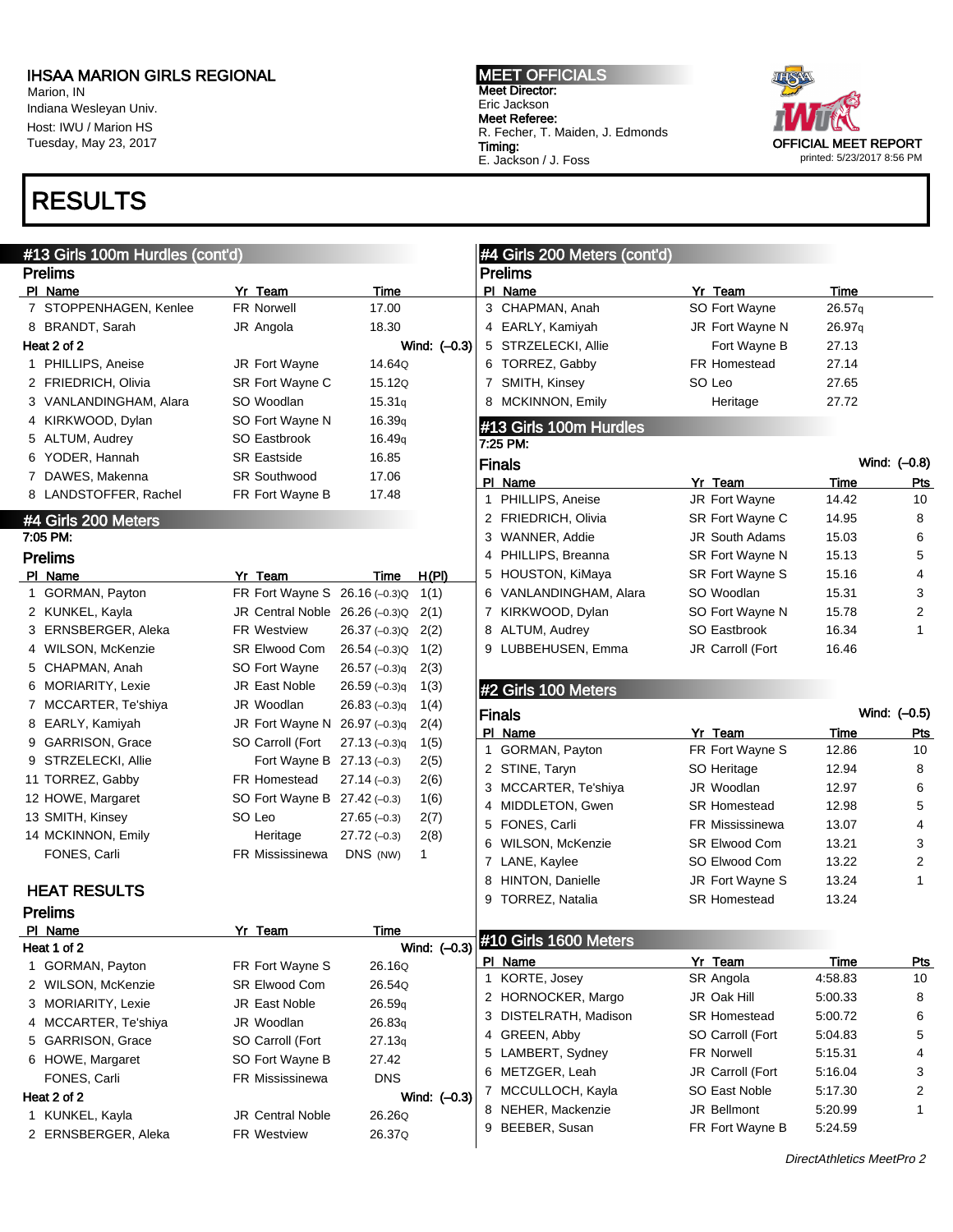IHSAA MARION GIRLS REGIONAL
Marion, IN
Indiana Wesleyan Univ.
Host: IWU / Marion HS
Tuesday, May 23, 2017

**MEET OFFICIALS**
Meet Director:
Eric Jackson
Meet Referee:
R. Fecher, T. Maiden, J. Edmonds
Timing:
E. Jackson / J. Foss

OFFICIAL MEET REPORT
printed: 5/23/2017 8:56 PM

# RESULTS

## #13 Girls 100m Hurdles (cont'd)

### Prelims

| Pl | Name | Yr | Team | Time |
|---|---|---|---|---|
| 7 | STOPPENHAGEN, Kenlee | FR | Norwell | 17.00 |
| 8 | BRANDT, Sarah | JR | Angola | 18.30 |
| **Heat 2 of 2** | | | | **Wind: (–0.3)** |
| 1 | PHILLIPS, Aneise | JR | Fort Wayne | 14.64Q |
| 2 | FRIEDRICH, Olivia | SR | Fort Wayne C | 15.12Q |
| 3 | VANLANDINGHAM, Alara | SO | Woodlan | 15.31q |
| 4 | KIRKWOOD, Dylan | SO | Fort Wayne N | 16.39q |
| 5 | ALTUM, Audrey | SO | Eastbrook | 16.49q |
| 6 | YODER, Hannah | SR | Eastside | 16.85 |
| 7 | DAWES, Makenna | SR | Southwood | 17.06 |
| 8 | LANDSTOFFER, Rachel | FR | Fort Wayne B | 17.48 |

## #4 Girls 200 Meters

7:05 PM:

### Prelims

| Pl | Name | Yr | Team | Time | H(Pl) |
|---|---|---|---|---|---|
| 1 | GORMAN, Payton | FR | Fort Wayne S | 26.16 (–0.3)Q | 1(1) |
| 2 | KUNKEL, Kayla | JR | Central Noble | 26.26 (–0.3)Q | 2(1) |
| 3 | ERNSBERGER, Aleka | FR | Westview | 26.37 (–0.3)Q | 2(2) |
| 4 | WILSON, McKenzie | SR | Elwood Com | 26.54 (–0.3)Q | 1(2) |
| 5 | CHAPMAN, Anah | SO | Fort Wayne | 26.57 (–0.3)q | 2(3) |
| 6 | MORIARTY, Lexie | JR | East Noble | 26.59 (–0.3)q | 1(3) |
| 7 | MCCARTER, Te'shiya | JR | Woodlan | 26.83 (–0.3)q | 1(4) |
| 8 | EARLY, Kamiyah | JR | Fort Wayne N | 26.97 (–0.3)q | 2(4) |
| 9 | GARRISON, Grace | SO | Carroll (Fort | 27.13 (–0.3)q | 1(5) |
| 9 | STRZELECKI, Allie | | Fort Wayne B | 27.13 (–0.3) | 2(5) |
| 11 | TORREZ, Gabby | FR | Homestead | 27.14 (–0.3) | 2(6) |
| 12 | HOWE, Margaret | SO | Fort Wayne B | 27.42 (–0.3) | 1(6) |
| 13 | SMITH, Kinsey | SO | Leo | 27.65 (–0.3) | 2(7) |
| 14 | MCKINNON, Emily | | Heritage | 27.72 (–0.3) | 2(8) |
| | FONES, Carli | FR | Mississinewa | DNS (NW) | 1 |

### HEAT RESULTS

### Prelims

| Pl | Name | Yr | Team | Time |
|---|---|---|---|---|
| **Heat 1 of 2** | | | | **Wind: (–0.3)** |
| 1 | GORMAN, Payton | FR | Fort Wayne S | 26.16Q |
| 2 | WILSON, McKenzie | SR | Elwood Com | 26.54Q |
| 3 | MORIARTY, Lexie | JR | East Noble | 26.59q |
| 4 | MCCARTER, Te'shiya | JR | Woodlan | 26.83q |
| 5 | GARRISON, Grace | SO | Carroll (Fort | 27.13q |
| 6 | HOWE, Margaret | SO | Fort Wayne B | 27.42 |
| | FONES, Carli | FR | Mississinewa | DNS |
| **Heat 2 of 2** | | | | **Wind: (–0.3)** |
| 1 | KUNKEL, Kayla | JR | Central Noble | 26.26Q |
| 2 | ERNSBERGER, Aleka | FR | Westview | 26.37Q |
| 3 | CHAPMAN, Anah | SO | Fort Wayne | 26.57q |
| 4 | EARLY, Kamiyah | JR | Fort Wayne N | 26.97q |
| 5 | STRZELECKI, Allie | | Fort Wayne B | 27.13 |
| 6 | TORREZ, Gabby | FR | Homestead | 27.14 |
| 7 | SMITH, Kinsey | SO | Leo | 27.65 |
| 8 | MCKINNON, Emily | | Heritage | 27.72 |

## #13 Girls 100m Hurdles

7:25 PM:

### Finals

Wind: (–0.8)

| Pl | Name | Yr | Team | Time | Pts |
|---|---|---|---|---|---|
| 1 | PHILLIPS, Aneise | JR | Fort Wayne | 14.42 | 10 |
| 2 | FRIEDRICH, Olivia | SR | Fort Wayne C | 14.95 | 8 |
| 3 | WANNER, Addie | JR | South Adams | 15.03 | 6 |
| 4 | PHILLIPS, Breanna | SR | Fort Wayne N | 15.13 | 5 |
| 5 | HOUSTON, KiMaya | SR | Fort Wayne S | 15.16 | 4 |
| 6 | VANLANDINGHAM, Alara | SO | Woodlan | 15.31 | 3 |
| 7 | KIRKWOOD, Dylan | SO | Fort Wayne N | 15.78 | 2 |
| 8 | ALTUM, Audrey | SO | Eastbrook | 16.34 | 1 |
| 9 | LUBBEHUSEN, Emma | JR | Carroll (Fort | 16.46 | |

## #2 Girls 100 Meters

### Finals

Wind: (–0.5)

| Pl | Name | Yr | Team | Time | Pts |
|---|---|---|---|---|---|
| 1 | GORMAN, Payton | FR | Fort Wayne S | 12.86 | 10 |
| 2 | STINE, Taryn | SO | Heritage | 12.94 | 8 |
| 3 | MCCARTER, Te'shiya | JR | Woodlan | 12.97 | 6 |
| 4 | MIDDLETON, Gwen | SR | Homestead | 12.98 | 5 |
| 5 | FONES, Carli | FR | Mississinewa | 13.07 | 4 |
| 6 | WILSON, McKenzie | SR | Elwood Com | 13.21 | 3 |
| 7 | LANE, Kaylee | SO | Elwood Com | 13.22 | 2 |
| 8 | HINTON, Danielle | JR | Fort Wayne S | 13.24 | 1 |
| 9 | TORREZ, Natalia | SR | Homestead | 13.24 | |

## #10 Girls 1600 Meters

| Pl | Name | Yr | Team | Time | Pts |
|---|---|---|---|---|---|
| 1 | KORTE, Josey | SR | Angola | 4:58.83 | 10 |
| 2 | HORNOCKER, Margo | JR | Oak Hill | 5:00.33 | 8 |
| 3 | DISTELRATH, Madison | SR | Homestead | 5:00.72 | 6 |
| 4 | GREEN, Abby | SO | Carroll (Fort | 5:04.83 | 5 |
| 5 | LAMBERT, Sydney | FR | Norwell | 5:15.31 | 4 |
| 6 | METZGER, Leah | JR | Carroll (Fort | 5:16.04 | 3 |
| 7 | MCCULLOCH, Kayla | SO | East Noble | 5:17.30 | 2 |
| 8 | NEHER, Mackenzie | JR | Bellmont | 5:20.99 | 1 |
| 9 | BEEBER, Susan | FR | Fort Wayne B | 5:24.59 | |

*DirectAthletics MeetPro 2*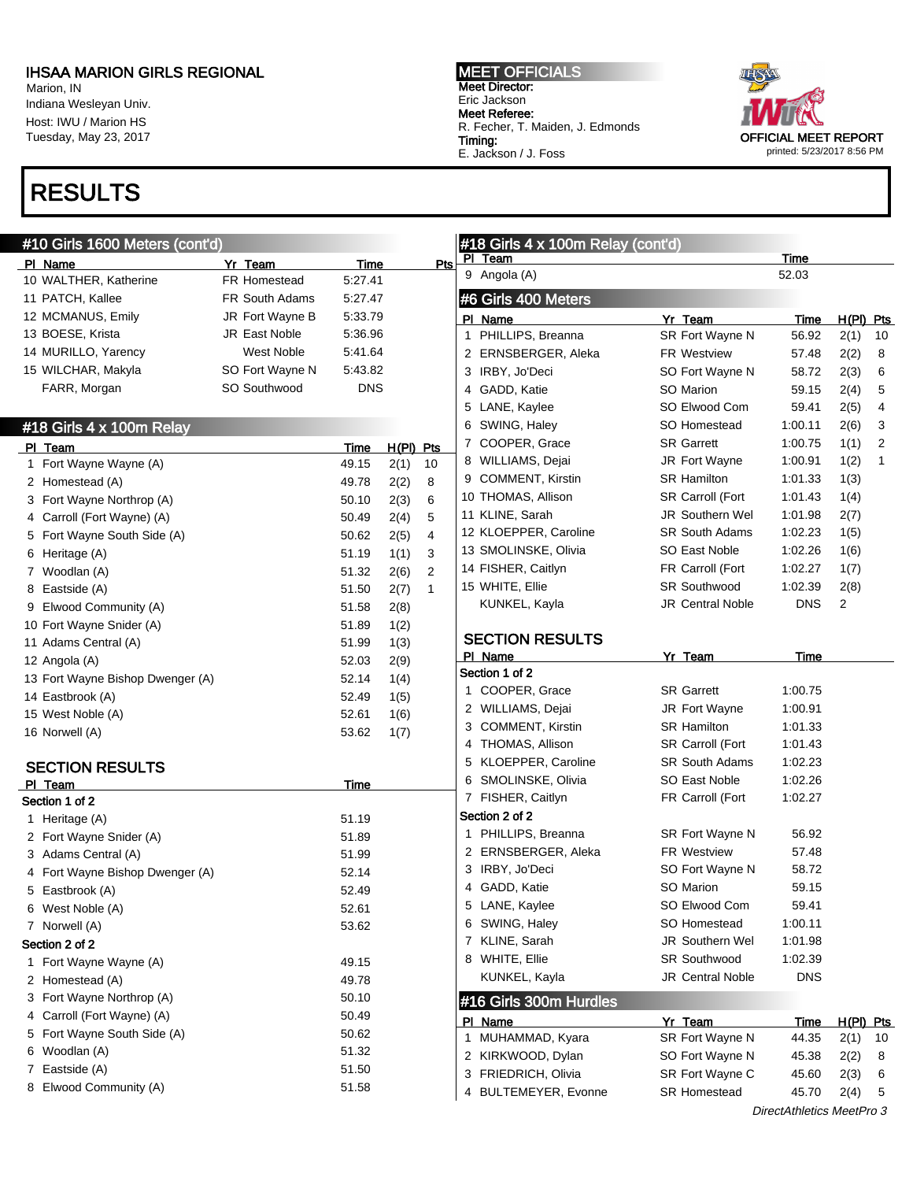# IHSAA MARION GIRLS REGIONAL

Marion, IN
Indiana Wesleyan Univ.
Host: IWU / Marion HS
Tuesday, May 23, 2017

**MEET OFFICIALS**
Meet Director:
Eric Jackson
Meet Referee:
R. Fecher, T. Maiden, J. Edmonds
Timing:
E. Jackson / J. Foss

OFFICIAL MEET REPORT
printed: 5/23/2017 8:56 PM

# RESULTS

## #10 Girls 1600 Meters (cont'd)

| Pl | Name | Yr | Team | Time | Pts |
|---|---|---|---|---|---|
| 10 | WALTHER, Katherine | FR | Homestead | 5:27.41 | |
| 11 | PATCH, Kallee | FR | South Adams | 5:27.47 | |
| 12 | MCMANUS, Emily | JR | Fort Wayne B | 5:33.79 | |
| 13 | BOESE, Krista | JR | East Noble | 5:36.96 | |
| 14 | MURILLO, Yarency | | West Noble | 5:41.64 | |
| 15 | WILCHAR, Makyla | SO | Fort Wayne N | 5:43.82 | |
| | FARR, Morgan | SO | Southwood | DNS | |

## #18 Girls 4 x 100m Relay

| Pl | Team | Time | H(Pl) | Pts |
|---|---|---|---|---|
| 1 | Fort Wayne Wayne (A) | 49.15 | 2(1) | 10 |
| 2 | Homestead (A) | 49.78 | 2(2) | 8 |
| 3 | Fort Wayne Northrop (A) | 50.10 | 2(3) | 6 |
| 4 | Carroll (Fort Wayne) (A) | 50.49 | 2(4) | 5 |
| 5 | Fort Wayne South Side (A) | 50.62 | 2(5) | 4 |
| 6 | Heritage (A) | 51.19 | 1(1) | 3 |
| 7 | Woodlan (A) | 51.32 | 2(6) | 2 |
| 8 | Eastside (A) | 51.50 | 2(7) | 1 |
| 9 | Elwood Community (A) | 51.58 | 2(8) | |
| 10 | Fort Wayne Snider (A) | 51.89 | 1(2) | |
| 11 | Adams Central (A) | 51.99 | 1(3) | |
| 12 | Angola (A) | 52.03 | 2(9) | |
| 13 | Fort Wayne Bishop Dwenger (A) | 52.14 | 1(4) | |
| 14 | Eastbrook (A) | 52.49 | 1(5) | |
| 15 | West Noble (A) | 52.61 | 1(6) | |
| 16 | Norwell (A) | 53.62 | 1(7) | |

### SECTION RESULTS

| Pl | Team | Time |
|---|---|---|
| **Section 1 of 2** | | |
| 1 | Heritage (A) | 51.19 |
| 2 | Fort Wayne Snider (A) | 51.89 |
| 3 | Adams Central (A) | 51.99 |
| 4 | Fort Wayne Bishop Dwenger (A) | 52.14 |
| 5 | Eastbrook (A) | 52.49 |
| 6 | West Noble (A) | 52.61 |
| 7 | Norwell (A) | 53.62 |
| **Section 2 of 2** | | |
| 1 | Fort Wayne Wayne (A) | 49.15 |
| 2 | Homestead (A) | 49.78 |
| 3 | Fort Wayne Northrop (A) | 50.10 |
| 4 | Carroll (Fort Wayne) (A) | 50.49 |
| 5 | Fort Wayne South Side (A) | 50.62 |
| 6 | Woodlan (A) | 51.32 |
| 7 | Eastside (A) | 51.50 |
| 8 | Elwood Community (A) | 51.58 |

## #18 Girls 4 x 100m Relay (cont'd)

| Pl | Team | Time |
|---|---|---|
| 9 | Angola (A) | 52.03 |

## #6 Girls 400 Meters

| Pl | Name | Yr | Team | Time | H(Pl) | Pts |
|---|---|---|---|---|---|---|
| 1 | PHILLIPS, Breanna | SR | Fort Wayne N | 56.92 | 2(1) | 10 |
| 2 | ERNSBERGER, Aleka | FR | Westview | 57.48 | 2(2) | 8 |
| 3 | IRBY, Jo'Deci | SO | Fort Wayne N | 58.72 | 2(3) | 6 |
| 4 | GADD, Katie | SO | Marion | 59.15 | 2(4) | 5 |
| 5 | LANE, Kaylee | SO | Elwood Com | 59.41 | 2(5) | 4 |
| 6 | SWING, Haley | SO | Homestead | 1:00.11 | 2(6) | 3 |
| 7 | COOPER, Grace | SR | Garrett | 1:00.75 | 1(1) | 2 |
| 8 | WILLIAMS, Dejai | JR | Fort Wayne | 1:00.91 | 1(2) | 1 |
| 9 | COMMENT, Kirstin | SR | Hamilton | 1:01.33 | 1(3) | |
| 10 | THOMAS, Allison | SR | Carroll (Fort | 1:01.43 | 1(4) | |
| 11 | KLINE, Sarah | JR | Southern Wel | 1:01.98 | 2(7) | |
| 12 | KLOEPPER, Caroline | SR | South Adams | 1:02.23 | 1(5) | |
| 13 | SMOLINSKE, Olivia | SO | East Noble | 1:02.26 | 1(6) | |
| 14 | FISHER, Caitlyn | FR | Carroll (Fort | 1:02.27 | 1(7) | |
| 15 | WHITE, Ellie | SR | Southwood | 1:02.39 | 2(8) | |
| | KUNKEL, Kayla | JR | Central Noble | DNS | 2 | |

### SECTION RESULTS

| Pl | Name | Yr | Team | Time |
|---|---|---|---|---|
| **Section 1 of 2** | | | | |
| 1 | COOPER, Grace | SR | Garrett | 1:00.75 |
| 2 | WILLIAMS, Dejai | JR | Fort Wayne | 1:00.91 |
| 3 | COMMENT, Kirstin | SR | Hamilton | 1:01.33 |
| 4 | THOMAS, Allison | SR | Carroll (Fort | 1:01.43 |
| 5 | KLOEPPER, Caroline | SR | South Adams | 1:02.23 |
| 6 | SMOLINSKE, Olivia | SO | East Noble | 1:02.26 |
| 7 | FISHER, Caitlyn | FR | Carroll (Fort | 1:02.27 |
| **Section 2 of 2** | | | | |
| 1 | PHILLIPS, Breanna | SR | Fort Wayne N | 56.92 |
| 2 | ERNSBERGER, Aleka | FR | Westview | 57.48 |
| 3 | IRBY, Jo'Deci | SO | Fort Wayne N | 58.72 |
| 4 | GADD, Katie | SO | Marion | 59.15 |
| 5 | LANE, Kaylee | SO | Elwood Com | 59.41 |
| 6 | SWING, Haley | SO | Homestead | 1:00.11 |
| 7 | KLINE, Sarah | JR | Southern Wel | 1:01.98 |
| 8 | WHITE, Ellie | SR | Southwood | 1:02.39 |
| | KUNKEL, Kayla | JR | Central Noble | DNS |

## #16 Girls 300m Hurdles

| Pl | Name | Yr | Team | Time | H(Pl) | Pts |
|---|---|---|---|---|---|---|
| 1 | MUHAMMAD, Kyara | SR | Fort Wayne N | 44.35 | 2(1) | 10 |
| 2 | KIRKWOOD, Dylan | SO | Fort Wayne N | 45.38 | 2(2) | 8 |
| 3 | FRIEDRICH, Olivia | SR | Fort Wayne C | 45.60 | 2(3) | 6 |
| 4 | BULTEMEYER, Evonne | SR | Homestead | 45.70 | 2(4) | 5 |

*DirectAthletics MeetPro 3*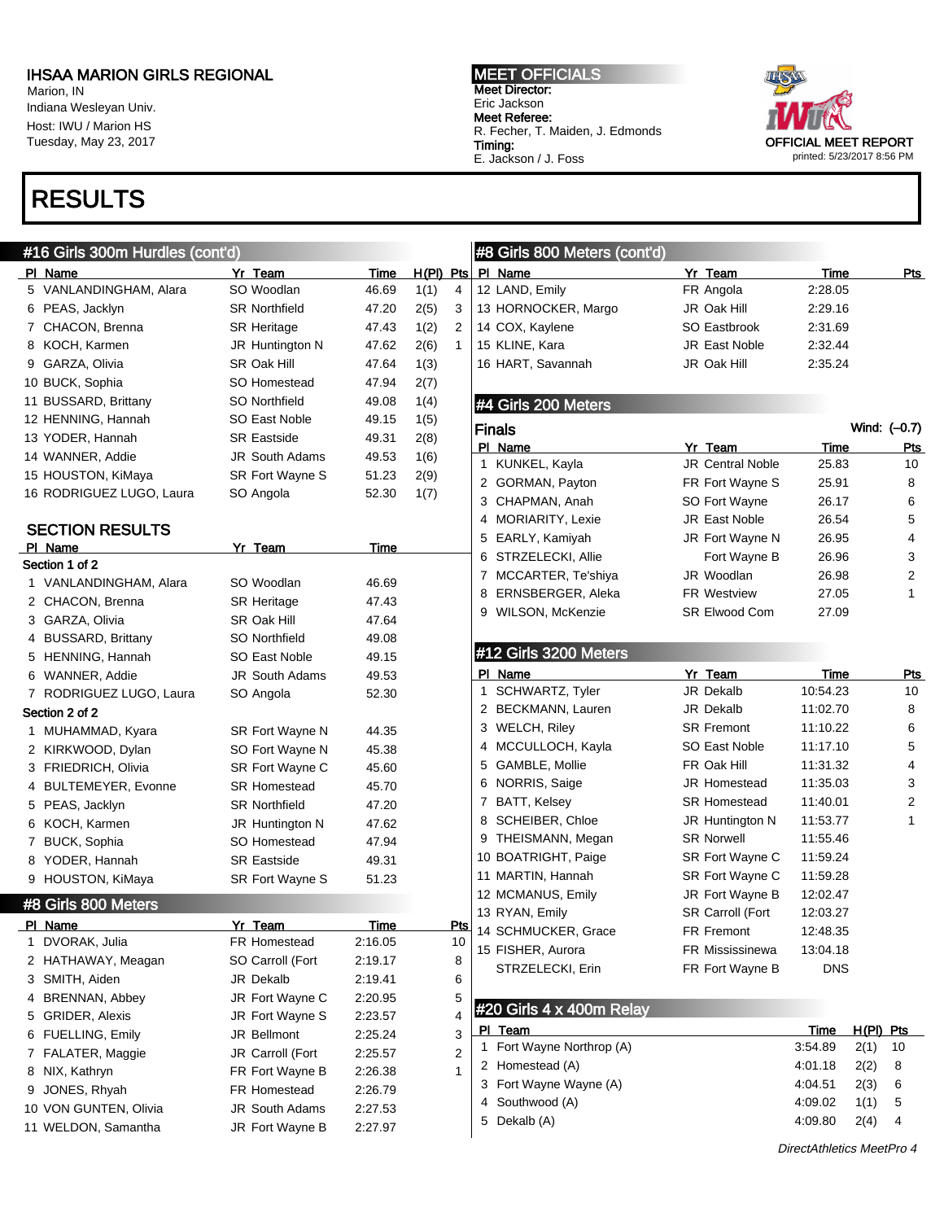# IHSAA MARION GIRLS REGIONAL

Marion, IN
Indiana Wesleyan Univ.
Host: IWU / Marion HS
Tuesday, May 23, 2017

**MEET OFFICIALS**
**Meet Director:**
Eric Jackson
**Meet Referee:**
R. Fecher, T. Maiden, J. Edmonds
**Timing:**
E. Jackson / J. Foss

OFFICIAL MEET REPORT
printed: 5/23/2017 8:56 PM

# RESULTS

## #16 Girls 300m Hurdles (cont'd)

| Pl | Name | Yr | Team | Time | H(Pl) | Pts |
|---|---|---|---|---|---|---|
| 5 | VANLANDINGHAM, Alara | SO | Woodlan | 46.69 | 1(1) | 4 |
| 6 | PEAS, Jacklyn | SR | Northfield | 47.20 | 2(5) | 3 |
| 7 | CHACON, Brenna | SR | Heritage | 47.43 | 1(2) | 2 |
| 8 | KOCH, Karmen | JR | Huntington N | 47.62 | 2(6) | 1 |
| 9 | GARZA, Olivia | SR | Oak Hill | 47.64 | 1(3) | |
| 10 | BUCK, Sophia | SO | Homestead | 47.94 | 2(7) | |
| 11 | BUSSARD, Brittany | SO | Northfield | 49.08 | 1(4) | |
| 12 | HENNING, Hannah | SO | East Noble | 49.15 | 1(5) | |
| 13 | YODER, Hannah | SR | Eastside | 49.31 | 2(8) | |
| 14 | WANNER, Addie | JR | South Adams | 49.53 | 1(6) | |
| 15 | HOUSTON, KiMaya | SR | Fort Wayne S | 51.23 | 2(9) | |
| 16 | RODRIGUEZ LUGO, Laura | SO | Angola | 52.30 | 1(7) | |

### SECTION RESULTS

| Pl | Name | Yr | Team | Time |
|---|---|---|---|---|
| **Section 1 of 2** | | | | |
| 1 | VANLANDINGHAM, Alara | SO | Woodlan | 46.69 |
| 2 | CHACON, Brenna | SR | Heritage | 47.43 |
| 3 | GARZA, Olivia | SR | Oak Hill | 47.64 |
| 4 | BUSSARD, Brittany | SO | Northfield | 49.08 |
| 5 | HENNING, Hannah | SO | East Noble | 49.15 |
| 6 | WANNER, Addie | JR | South Adams | 49.53 |
| 7 | RODRIGUEZ LUGO, Laura | SO | Angola | 52.30 |
| **Section 2 of 2** | | | | |
| 1 | MUHAMMAD, Kyara | SR | Fort Wayne N | 44.35 |
| 2 | KIRKWOOD, Dylan | SO | Fort Wayne N | 45.38 |
| 3 | FRIEDRICH, Olivia | SR | Fort Wayne C | 45.60 |
| 4 | BULTEMEYER, Evonne | SR | Homestead | 45.70 |
| 5 | PEAS, Jacklyn | SR | Northfield | 47.20 |
| 6 | KOCH, Karmen | JR | Huntington N | 47.62 |
| 7 | BUCK, Sophia | SO | Homestead | 47.94 |
| 8 | YODER, Hannah | SR | Eastside | 49.31 |
| 9 | HOUSTON, KiMaya | SR | Fort Wayne S | 51.23 |

## #8 Girls 800 Meters

| Pl | Name | Yr | Team | Time | Pts |
|---|---|---|---|---|---|
| 1 | DVORAK, Julia | FR | Homestead | 2:16.05 | 10 |
| 2 | HATHAWAY, Meagan | SO | Carroll (Fort | 2:19.17 | 8 |
| 3 | SMITH, Aiden | JR | Dekalb | 2:19.41 | 6 |
| 4 | BRENNAN, Abbey | JR | Fort Wayne C | 2:20.95 | 5 |
| 5 | GRIDER, Alexis | JR | Fort Wayne S | 2:23.57 | 4 |
| 6 | FUELLING, Emily | JR | Bellmont | 2:25.24 | 3 |
| 7 | FALATER, Maggie | JR | Carroll (Fort | 2:25.57 | 2 |
| 8 | NIX, Kathryn | FR | Fort Wayne B | 2:26.38 | 1 |
| 9 | JONES, Rhyah | FR | Homestead | 2:26.79 | |
| 10 | VON GUNTEN, Olivia | JR | South Adams | 2:27.53 | |
| 11 | WELDON, Samantha | JR | Fort Wayne B | 2:27.97 | |

## #8 Girls 800 Meters (cont'd)

| Pl | Name | Yr | Team | Time | Pts |
|---|---|---|---|---|---|
| 12 | LAND, Emily | FR | Angola | 2:28.05 | |
| 13 | HORNOCKER, Margo | JR | Oak Hill | 2:29.16 | |
| 14 | COX, Kaylene | SO | Eastbrook | 2:31.69 | |
| 15 | KLINE, Kara | JR | East Noble | 2:32.44 | |
| 16 | HART, Savannah | JR | Oak Hill | 2:35.24 | |

## #4 Girls 200 Meters

### Finals

Wind: (–0.7)

| Pl | Name | Yr | Team | Time | Pts |
|---|---|---|---|---|---|
| 1 | KUNKEL, Kayla | JR | Central Noble | 25.83 | 10 |
| 2 | GORMAN, Payton | FR | Fort Wayne S | 25.91 | 8 |
| 3 | CHAPMAN, Anah | SO | Fort Wayne | 26.17 | 6 |
| 4 | MORIARITY, Lexie | JR | East Noble | 26.54 | 5 |
| 5 | EARLY, Kamiyah | JR | Fort Wayne N | 26.95 | 4 |
| 6 | STRZELECKI, Allie | | Fort Wayne B | 26.96 | 3 |
| 7 | MCCARTER, Te'shiya | JR | Woodlan | 26.98 | 2 |
| 8 | ERNSBERGER, Aleka | FR | Westview | 27.05 | 1 |
| 9 | WILSON, McKenzie | SR | Elwood Com | 27.09 | |

## #12 Girls 3200 Meters

| Pl | Name | Yr | Team | Time | Pts |
|---|---|---|---|---|---|
| 1 | SCHWARTZ, Tyler | JR | Dekalb | 10:54.23 | 10 |
| 2 | BECKMANN, Lauren | JR | Dekalb | 11:02.70 | 8 |
| 3 | WELCH, Riley | SR | Fremont | 11:10.22 | 6 |
| 4 | MCCULLOCH, Kayla | SO | East Noble | 11:17.10 | 5 |
| 5 | GAMBLE, Mollie | FR | Oak Hill | 11:31.32 | 4 |
| 6 | NORRIS, Saige | JR | Homestead | 11:35.03 | 3 |
| 7 | BATT, Kelsey | SR | Homestead | 11:40.01 | 2 |
| 8 | SCHEIBER, Chloe | JR | Huntington N | 11:53.77 | 1 |
| 9 | THEISMANN, Megan | SR | Norwell | 11:55.46 | |
| 10 | BOATRIGHT, Paige | SR | Fort Wayne C | 11:59.24 | |
| 11 | MARTIN, Hannah | SR | Fort Wayne C | 11:59.28 | |
| 12 | MCMANUS, Emily | JR | Fort Wayne B | 12:02.47 | |
| 13 | RYAN, Emily | SR | Carroll (Fort | 12:03.27 | |
| 14 | SCHMUCKER, Grace | FR | Fremont | 12:48.35 | |
| 15 | FISHER, Aurora | FR | Mississinewa | 13:04.18 | |
| | STRZELECKI, Erin | FR | Fort Wayne B | DNS | |

## #20 Girls 4 x 400m Relay

| Pl | Team | Time | H(Pl) | Pts |
|---|---|---|---|---|
| 1 | Fort Wayne Northrop (A) | 3:54.89 | 2(1) | 10 |
| 2 | Homestead (A) | 4:01.18 | 2(2) | 8 |
| 3 | Fort Wayne Wayne (A) | 4:04.51 | 2(3) | 6 |
| 4 | Southwood (A) | 4:09.02 | 1(1) | 5 |
| 5 | Dekalb (A) | 4:09.80 | 2(4) | 4 |

*DirectAthletics MeetPro 4*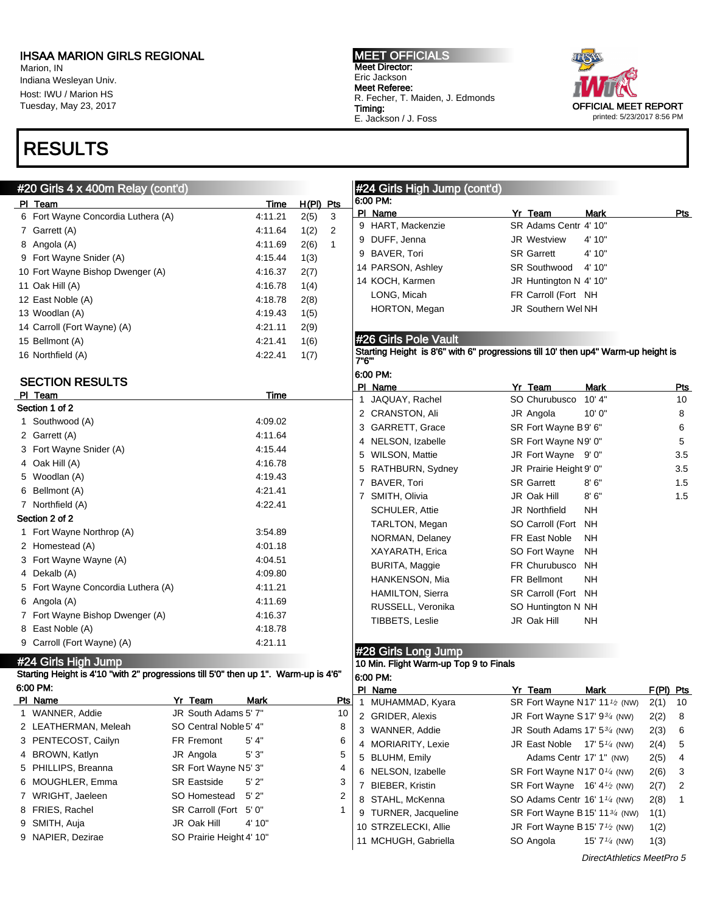# IHSAA MARION GIRLS REGIONAL

Marion, IN
Indiana Wesleyan Univ.
Host: IWU / Marion HS
Tuesday, May 23, 2017

**MEET OFFICIALS**
Meet Director:
Eric Jackson
Meet Referee:
R. Fecher, T. Maiden, J. Edmonds
Timing:
E. Jackson / J. Foss

OFFICIAL MEET REPORT
printed: 5/23/2017 8:56 PM

# RESULTS

## #20 Girls 4 x 400m Relay (cont'd)

| Pl | Team | Time | H(Pl) | Pts |
|---|---|---|---|---|
| 6 | Fort Wayne Concordia Luthera (A) | 4:11.21 | 2(5) | 3 |
| 7 | Garrett (A) | 4:11.64 | 1(2) | 2 |
| 8 | Angola (A) | 4:11.69 | 2(6) | 1 |
| 9 | Fort Wayne Snider (A) | 4:15.44 | 1(3) | |
| 10 | Fort Wayne Bishop Dwenger (A) | 4:16.37 | 2(7) | |
| 11 | Oak Hill (A) | 4:16.78 | 1(4) | |
| 12 | East Noble (A) | 4:18.78 | 2(8) | |
| 13 | Woodlan (A) | 4:19.43 | 1(5) | |
| 14 | Carroll (Fort Wayne) (A) | 4:21.11 | 2(9) | |
| 15 | Bellmont (A) | 4:21.41 | 1(6) | |
| 16 | Northfield (A) | 4:22.41 | 1(7) | |

### SECTION RESULTS

| Pl | Team | Time |
|---|---|---|
| **Section 1 of 2** | | |
| 1 | Southwood (A) | 4:09.02 |
| 2 | Garrett (A) | 4:11.64 |
| 3 | Fort Wayne Snider (A) | 4:15.44 |
| 4 | Oak Hill (A) | 4:16.78 |
| 5 | Woodlan (A) | 4:19.43 |
| 6 | Bellmont (A) | 4:21.41 |
| 7 | Northfield (A) | 4:22.41 |
| **Section 2 of 2** | | |
| 1 | Fort Wayne Northrop (A) | 3:54.89 |
| 2 | Homestead (A) | 4:01.18 |
| 3 | Fort Wayne Wayne (A) | 4:04.51 |
| 4 | Dekalb (A) | 4:09.80 |
| 5 | Fort Wayne Concordia Luthera (A) | 4:11.21 |
| 6 | Angola (A) | 4:11.69 |
| 7 | Fort Wayne Bishop Dwenger (A) | 4:16.37 |
| 8 | East Noble (A) | 4:18.78 |
| 9 | Carroll (Fort Wayne) (A) | 4:21.11 |

## #24 Girls High Jump

**Starting Height is 4'10 "with 2" progressions till 5'0" then up 1". Warm-up is 4'6"**

**6:00 PM:**

| Pl | Name | Yr | Team | Mark | Pts |
|---|---|---|---|---|---|
| 1 | WANNER, Addie | JR | South Adams | 5' 7" | 10 |
| 2 | LEATHERMAN, Meleah | SO | Central Noble | 5' 4" | 8 |
| 3 | PENTECOST, Cailyn | FR | Fremont | 5' 4" | 6 |
| 4 | BROWN, Katlyn | JR | Angola | 5' 3" | 5 |
| 5 | PHILLIPS, Breanna | SR | Fort Wayne N | 5' 3" | 4 |
| 6 | MOUGHLER, Emma | SR | Eastside | 5' 2" | 3 |
| 7 | WRIGHT, Jaeleen | SO | Homestead | 5' 2" | 2 |
| 8 | FRIES, Rachel | SR | Carroll (Fort | 5' 0" | 1 |
| 9 | SMITH, Auja | JR | Oak Hill | 4' 10" | |
| 9 | NAPIER, Dezirae | SO | Prairie Height | 4' 10" | |

## #24 Girls High Jump (cont'd)

**6:00 PM:**

| Pl | Name | Yr | Team | Mark | Pts |
|---|---|---|---|---|---|
| 9 | HART, Mackenzie | SR | Adams Centr | 4' 10" | |
| 9 | DUFF, Jenna | JR | Westview | 4' 10" | |
| 9 | BAVER, Tori | SR | Garrett | 4' 10" | |
| 14 | PARSON, Ashley | SR | Southwood | 4' 10" | |
| 14 | KOCH, Karmen | JR | Huntington N | 4' 10" | |
| | LONG, Micah | FR | Carroll (Fort | NH | |
| | HORTON, Megan | JR | Southern Wel | NH | |

## #26 Girls Pole Vault

**Starting Height is 8'6" with 6" progressions till 10' then up4" Warm-up height is 7'6"**

**6:00 PM:**

| Pl | Name | Yr | Team | Mark | Pts |
|---|---|---|---|---|---|
| 1 | JAQUAY, Rachel | SO | Churubusco | 10' 4" | 10 |
| 2 | CRANSTON, Ali | JR | Angola | 10' 0" | 8 |
| 3 | GARRETT, Grace | SR | Fort Wayne B | 9' 6" | 6 |
| 4 | NELSON, Izabelle | SR | Fort Wayne N | 9' 0" | 5 |
| 5 | WILSON, Mattie | JR | Fort Wayne | 9' 0" | 3.5 |
| 5 | RATHBURN, Sydney | JR | Prairie Height | 9' 0" | 3.5 |
| 7 | BAVER, Tori | SR | Garrett | 8' 6" | 1.5 |
| 7 | SMITH, Olivia | JR | Oak Hill | 8' 6" | 1.5 |
| | SCHULER, Attie | JR | Northfield | NH | |
| | TARLTON, Megan | SO | Carroll (Fort | NH | |
| | NORMAN, Delaney | FR | East Noble | NH | |
| | XAYARATH, Erica | SO | Fort Wayne | NH | |
| | BURITA, Maggie | FR | Churubusco | NH | |
| | HANKENSON, Mia | FR | Bellmont | NH | |
| | HAMILTON, Sierra | SR | Carroll (Fort | NH | |
| | RUSSELL, Veronika | SO | Huntington N | NH | |
| | TIBBETS, Leslie | JR | Oak Hill | NH | |

## #28 Girls Long Jump

**10 Min. Flight Warm-up Top 9 to Finals**

**6:00 PM:**

| Pl | Name | Yr | Team | Mark | F(Pl) | Pts |
|---|---|---|---|---|---|---|
| 1 | MUHAMMAD, Kyara | SR | Fort Wayne N | 17' 11½ (NW) | 2(1) | 10 |
| 2 | GRIDER, Alexis | JR | Fort Wayne S | 17' 9¾ (NW) | 2(2) | 8 |
| 3 | WANNER, Addie | JR | South Adams | 17' 5¾ (NW) | 2(3) | 6 |
| 4 | MORIARTY, Lexie | JR | East Noble | 17' 5¼ (NW) | 2(4) | 5 |
| 5 | BLUHM, Emily | | Adams Centr | 17' 1" (NW) | 2(5) | 4 |
| 6 | NELSON, Izabelle | SR | Fort Wayne N | 17' 0¼ (NW) | 2(6) | 3 |
| 7 | BIEBER, Kristin | SR | Fort Wayne | 16' 4½ (NW) | 2(7) | 2 |
| 8 | STAHL, McKenna | SO | Adams Centr | 16' 1¼ (NW) | 2(8) | 1 |
| 9 | TURNER, Jacqueline | SR | Fort Wayne B | 15' 11¾ (NW) | 1(1) | |
| 10 | STRZELECKI, Allie | JR | Fort Wayne B | 15' 7½ (NW) | 1(2) | |
| 11 | MCHUGH, Gabriella | SO | Angola | 15' 7¼ (NW) | 1(3) | |

*DirectAthletics MeetPro 5*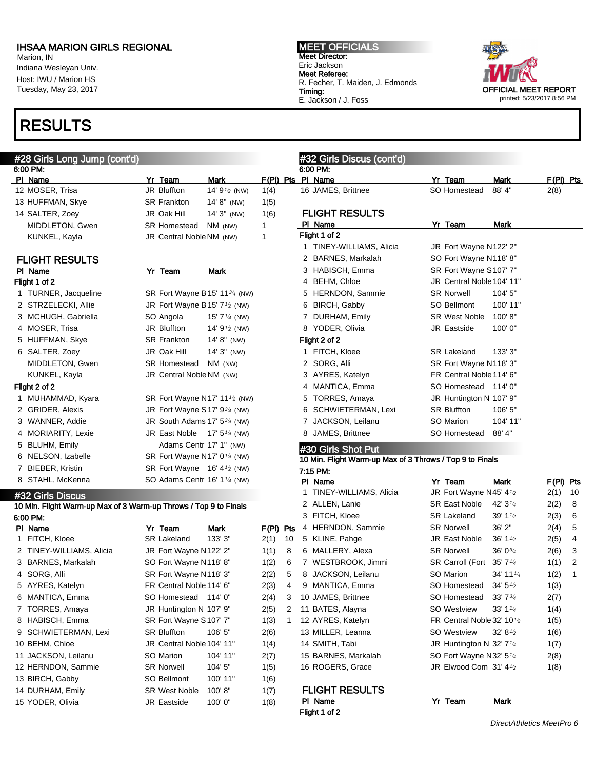# IHSAA MARION GIRLS REGIONAL

Marion, IN
Indiana Wesleyan Univ.
Host: IWU / Marion HS
Tuesday, May 23, 2017

**MEET OFFICIALS**
**Meet Director:**
Eric Jackson
**Meet Referee:**
R. Fecher, T. Maiden, J. Edmonds
**Timing:**
E. Jackson / J. Foss

OFFICIAL MEET REPORT
printed: 5/23/2017 8:56 PM

# RESULTS

## #28 Girls Long Jump (cont'd)

6:00 PM:

| Pl | Name | Yr | Team | Mark | F(Pl) | Pts |
|---|---|---|---|---|---|---|
| 12 | MOSER, Trisa | JR | Bluffton | 14' 9½ (NW) | 1(4) | |
| 13 | HUFFMAN, Skye | SR | Frankton | 14' 8" (NW) | 1(5) | |
| 14 | SALTER, Zoey | JR | Oak Hill | 14' 3" (NW) | 1(6) | |
| | MIDDLETON, Gwen | SR | Homestead | NM (NW) | 1 | |
| | KUNKEL, Kayla | JR | Central Noble | NM (NW) | 1 | |

### FLIGHT RESULTS

| Pl | Name | Yr | Team | Mark |
|---|---|---|---|---|
| **Flight 1 of 2** | | | | |
| 1 | TURNER, Jacqueline | SR | Fort Wayne B | 15' 11¾ (NW) |
| 2 | STRZELECKI, Allie | JR | Fort Wayne B | 15' 7½ (NW) |
| 3 | MCHUGH, Gabriella | SO | Angola | 15' 7¼ (NW) |
| 4 | MOSER, Trisa | JR | Bluffton | 14' 9½ (NW) |
| 5 | HUFFMAN, Skye | SR | Frankton | 14' 8" (NW) |
| 6 | SALTER, Zoey | JR | Oak Hill | 14' 3" (NW) |
| | MIDDLETON, Gwen | SR | Homestead | NM (NW) |
| | KUNKEL, Kayla | JR | Central Noble | NM (NW) |
| **Flight 2 of 2** | | | | |
| 1 | MUHAMMAD, Kyara | SR | Fort Wayne N | 17' 11½ (NW) |
| 2 | GRIDER, Alexis | JR | Fort Wayne S | 17' 9¾ (NW) |
| 3 | WANNER, Addie | JR | South Adams | 17' 5¾ (NW) |
| 4 | MORIARITY, Lexie | JR | East Noble | 17' 5¼ (NW) |
| 5 | BLUHM, Emily | | Adams Centr | 17' 1" (NW) |
| 6 | NELSON, Izabelle | SR | Fort Wayne N | 17' 0¼ (NW) |
| 7 | BIEBER, Kristin | SR | Fort Wayne | 16' 4½ (NW) |
| 8 | STAHL, McKenna | SO | Adams Centr | 16' 1¼ (NW) |

## #32 Girls Discus

10 Min. Flight Warm-up Max of 3 Warm-up Throws / Top 9 to Finals

6:00 PM:

| Pl | Name | Yr | Team | Mark | F(Pl) | Pts |
|---|---|---|---|---|---|---|
| 1 | FITCH, Kloee | SR | Lakeland | 133' 3" | 2(1) | 10 |
| 2 | TINEY-WILLIAMS, Alicia | JR | Fort Wayne N | 122' 2" | 1(1) | 8 |
| 3 | BARNES, Markalah | SO | Fort Wayne N | 118' 8" | 1(2) | 6 |
| 4 | SORG, Alli | SR | Fort Wayne N | 118' 3" | 2(2) | 5 |
| 5 | AYRES, Katelyn | FR | Central Noble | 114' 6" | 2(3) | 4 |
| 6 | MANTICA, Emma | SO | Homestead | 114' 0" | 2(4) | 3 |
| 7 | TORRES, Amaya | JR | Huntington N | 107' 9" | 2(5) | 2 |
| 8 | HABISCH, Emma | SR | Fort Wayne S | 107' 7" | 1(3) | 1 |
| 9 | SCHWIETERMAN, Lexi | SR | Bluffton | 106' 5" | 2(6) | |
| 10 | BEHM, Chloe | JR | Central Noble | 104' 11" | 1(4) | |
| 11 | JACKSON, Leilanu | SO | Marion | 104' 11" | 2(7) | |
| 12 | HERNDON, Sammie | SR | Norwell | 104' 5" | 1(5) | |
| 13 | BIRCH, Gabby | SO | Bellmont | 100' 11" | 1(6) | |
| 14 | DURHAM, Emily | SR | West Noble | 100' 8" | 1(7) | |
| 15 | YODER, Olivia | JR | Eastside | 100' 0" | 1(8) | |
| 16 | JAMES, Brittnee | SO | Homestead | 88' 4" | 2(8) | |

### FLIGHT RESULTS

| Pl | Name | Yr | Team | Mark |
|---|---|---|---|---|
| **Flight 1 of 2** | | | | |
| 1 | TINEY-WILLIAMS, Alicia | JR | Fort Wayne N | 122' 2" |
| 2 | BARNES, Markalah | SO | Fort Wayne N | 118' 8" |
| 3 | HABISCH, Emma | SR | Fort Wayne S | 107' 7" |
| 4 | BEHM, Chloe | JR | Central Noble | 104' 11" |
| 5 | HERNDON, Sammie | SR | Norwell | 104' 5" |
| 6 | BIRCH, Gabby | SO | Bellmont | 100' 11" |
| 7 | DURHAM, Emily | SR | West Noble | 100' 8" |
| 8 | YODER, Olivia | JR | Eastside | 100' 0" |
| **Flight 2 of 2** | | | | |
| 1 | FITCH, Kloee | SR | Lakeland | 133' 3" |
| 2 | SORG, Alli | SR | Fort Wayne N | 118' 3" |
| 3 | AYRES, Katelyn | FR | Central Noble | 114' 6" |
| 4 | MANTICA, Emma | SO | Homestead | 114' 0" |
| 5 | TORRES, Amaya | JR | Huntington N | 107' 9" |
| 6 | SCHWIETERMAN, Lexi | SR | Bluffton | 106' 5" |
| 7 | JACKSON, Leilanu | SO | Marion | 104' 11" |
| 8 | JAMES, Brittnee | SO | Homestead | 88' 4" |

## #30 Girls Shot Put

10 Min. Flight Warm-up Max of 3 Throws / Top 9 to Finals

7:15 PM:

| Pl | Name | Yr | Team | Mark | F(Pl) | Pts |
|---|---|---|---|---|---|---|
| 1 | TINEY-WILLIAMS, Alicia | JR | Fort Wayne N | 45' 4½ | 2(1) | 10 |
| 2 | ALLEN, Lanie | SR | East Noble | 42' 3¼ | 2(2) | 8 |
| 3 | FITCH, Kloee | SR | Lakeland | 39' 1½ | 2(3) | 6 |
| 4 | HERNDON, Sammie | SR | Norwell | 36' 2" | 2(4) | 5 |
| 5 | KLINE, Pahge | JR | East Noble | 36' 1½ | 2(5) | 4 |
| 6 | MALLERY, Alexa | SR | Norwell | 36' 0¾ | 2(6) | 3 |
| 7 | WESTBROOK, Jimmi | SR | Carroll (Fort | 35' 7¼ | 1(1) | 2 |
| 8 | JACKSON, Leilanu | SO | Marion | 34' 11¼ | 1(2) | 1 |
| 9 | MANTICA, Emma | SO | Homestead | 34' 5½ | 1(3) | |
| 10 | JAMES, Brittnee | SO | Homestead | 33' 7¾ | 2(7) | |
| 11 | BATES, Alayna | SO | Westview | 33' 1¼ | 1(4) | |
| 12 | AYRES, Katelyn | FR | Central Noble | 32' 10½ | 1(5) | |
| 13 | MILLER, Leanna | SO | Westview | 32' 8½ | 1(6) | |
| 14 | SMITH, Tabi | JR | Huntington N | 32' 7¼ | 1(7) | |
| 15 | BARNES, Markalah | SO | Fort Wayne N | 32' 5¼ | 2(8) | |
| 16 | ROGERS, Grace | JR | Elwood Com | 31' 4½ | 1(8) | |

### FLIGHT RESULTS

| Pl | Name | Yr | Team | Mark |
|---|---|---|---|---|
| **Flight 1 of 2** | | | | |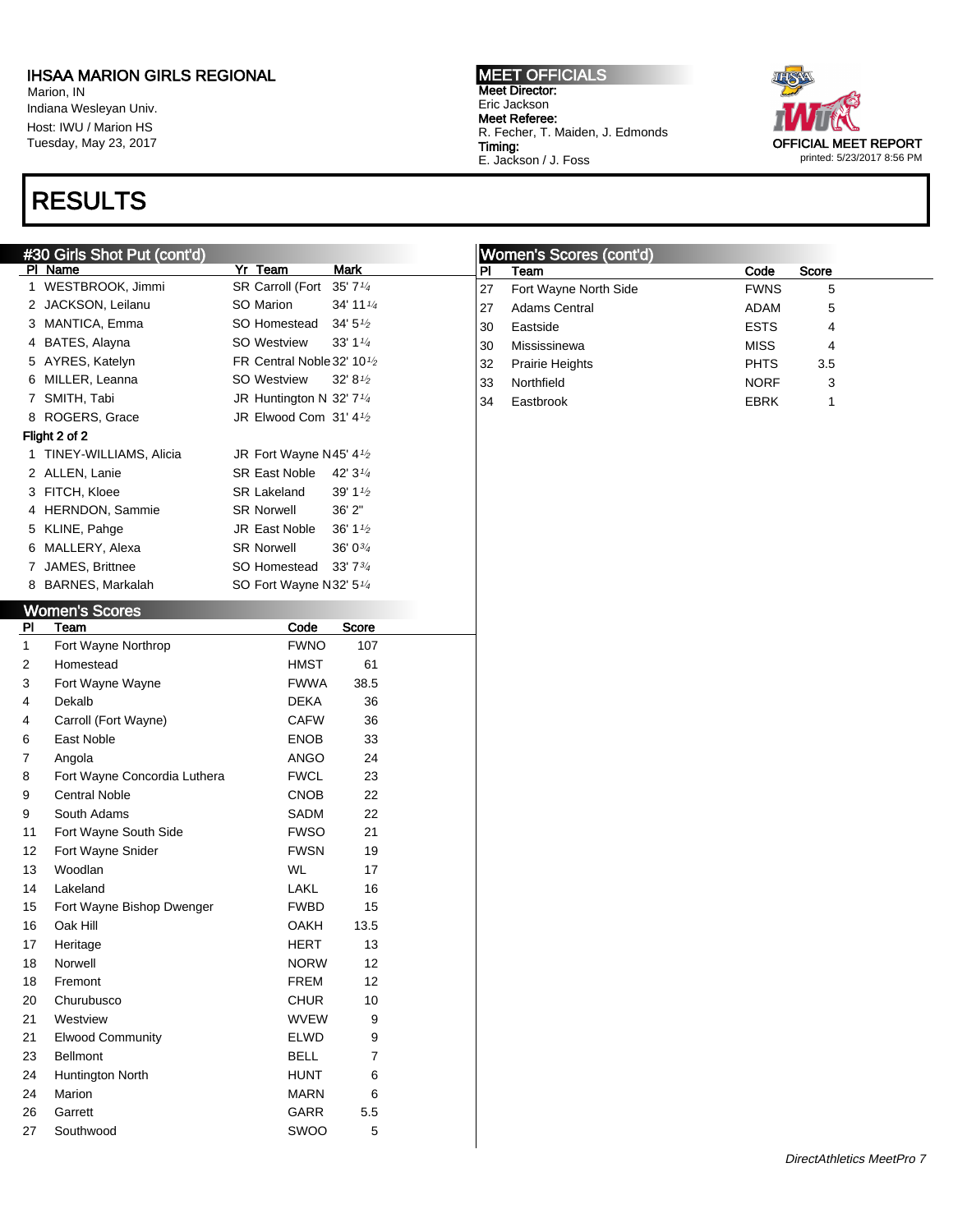IHSAA MARION GIRLS REGIONAL
Marion, IN
Indiana Wesleyan Univ.
Host: IWU / Marion HS
Tuesday, May 23, 2017

MEET OFFICIALS
Meet Director:
Eric Jackson
Meet Referee:
R. Fecher, T. Maiden, J. Edmonds
Timing:
E. Jackson / J. Foss

OFFICIAL MEET REPORT
printed: 5/23/2017 8:56 PM

# RESULTS

## #30 Girls Shot Put (cont'd)

| Pl | Name | Yr | Team | Mark |
|---|---|---|---|---|
| 1 | WESTBROOK, Jimmi | SR | Carroll (Fort | 35' 7¼ |
| 2 | JACKSON, Leilanu | SO | Marion | 34' 11¼ |
| 3 | MANTICA, Emma | SO | Homestead | 34' 5½ |
| 4 | BATES, Alayna | SO | Westview | 33' 1¼ |
| 5 | AYRES, Katelyn | FR | Central Noble | 32' 10½ |
| 6 | MILLER, Leanna | SO | Westview | 32' 8½ |
| 7 | SMITH, Tabi | JR | Huntington N | 32' 7¼ |
| 8 | ROGERS, Grace | JR | Elwood Com | 31' 4½ |

**Flight 2 of 2**

| Pl | Name | Yr | Team | Mark |
|---|---|---|---|---|
| 1 | TINEY-WILLIAMS, Alicia | JR | Fort Wayne N | 45' 4½ |
| 2 | ALLEN, Lanie | SR | East Noble | 42' 3¼ |
| 3 | FITCH, Kloee | SR | Lakeland | 39' 1½ |
| 4 | HERNDON, Sammie | SR | Norwell | 36' 2" |
| 5 | KLINE, Pahge | JR | East Noble | 36' 1½ |
| 6 | MALLERY, Alexa | SR | Norwell | 36' 0¾ |
| 7 | JAMES, Brittnee | SO | Homestead | 33' 7¾ |
| 8 | BARNES, Markalah | SO | Fort Wayne N | 32' 5¼ |

## Women's Scores

| Pl | Team | Code | Score |
|---|---|---|---|
| 1 | Fort Wayne Northrop | FWNO | 107 |
| 2 | Homestead | HMST | 61 |
| 3 | Fort Wayne Wayne | FWWA | 38.5 |
| 4 | Dekalb | DEKA | 36 |
| 4 | Carroll (Fort Wayne) | CAFW | 36 |
| 6 | East Noble | ENOB | 33 |
| 7 | Angola | ANGO | 24 |
| 8 | Fort Wayne Concordia Luthera | FWCL | 23 |
| 9 | Central Noble | CNOB | 22 |
| 9 | South Adams | SADM | 22 |
| 11 | Fort Wayne South Side | FWSO | 21 |
| 12 | Fort Wayne Snider | FWSN | 19 |
| 13 | Woodlan | WL | 17 |
| 14 | Lakeland | LAKL | 16 |
| 15 | Fort Wayne Bishop Dwenger | FWBD | 15 |
| 16 | Oak Hill | OAKH | 13.5 |
| 17 | Heritage | HERT | 13 |
| 18 | Norwell | NORW | 12 |
| 18 | Fremont | FREM | 12 |
| 20 | Churubusco | CHUR | 10 |
| 21 | Westview | WVEW | 9 |
| 21 | Elwood Community | ELWD | 9 |
| 23 | Bellmont | BELL | 7 |
| 24 | Huntington North | HUNT | 6 |
| 24 | Marion | MARN | 6 |
| 26 | Garrett | GARR | 5.5 |
| 27 | Southwood | SWOO | 5 |
| 27 | Fort Wayne North Side | FWNS | 5 |
| 27 | Adams Central | ADAM | 5 |
| 30 | Eastside | ESTS | 4 |
| 30 | Mississinewa | MISS | 4 |
| 32 | Prairie Heights | PHTS | 3.5 |
| 33 | Northfield | NORF | 3 |
| 34 | Eastbrook | EBRK | 1 |

*DirectAthletics MeetPro 7*